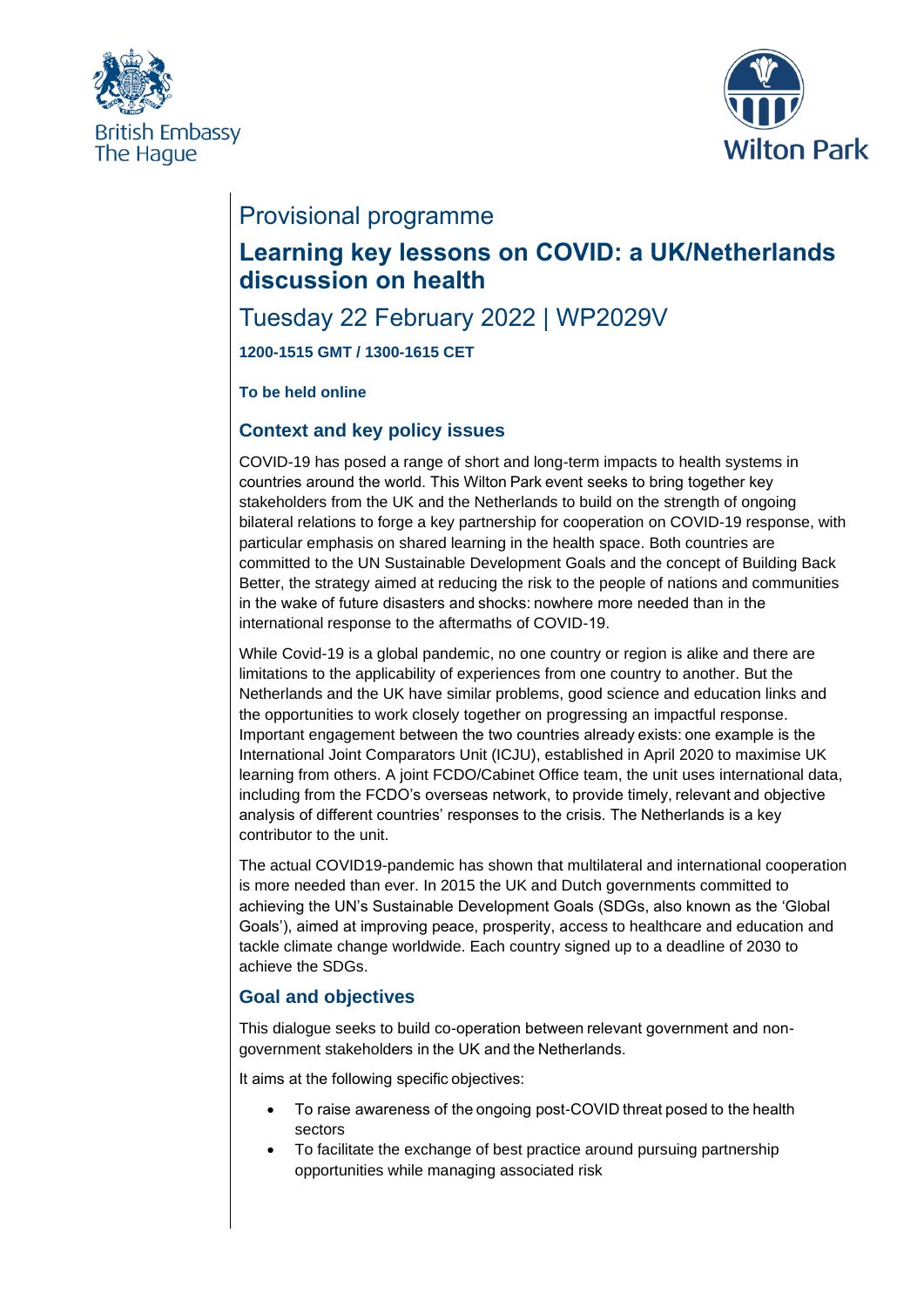British Embassy
The Hague

Wilton Park

# Provisional programme

# Learning key lessons on COVID: a UK/Netherlands discussion on health

## Tuesday 22 February 2022 | WP2029V

**1200-1515 GMT / 1300-1615 CET**

**To be held online**

### Context and key policy issues

COVID-19 has posed a range of short and long-term impacts to health systems in countries around the world. This Wilton Park event seeks to bring together key stakeholders from the UK and the Netherlands to build on the strength of ongoing bilateral relations to forge a key partnership for cooperation on COVID-19 response, with particular emphasis on shared learning in the health space. Both countries are committed to the UN Sustainable Development Goals and the concept of Building Back Better, the strategy aimed at reducing the risk to the people of nations and communities in the wake of future disasters and shocks: nowhere more needed than in the international response to the aftermaths of COVID-19.

While Covid-19 is a global pandemic, no one country or region is alike and there are limitations to the applicability of experiences from one country to another. But the Netherlands and the UK have similar problems, good science and education links and the opportunities to work closely together on progressing an impactful response. Important engagement between the two countries already exists: one example is the International Joint Comparators Unit (ICJU), established in April 2020 to maximise UK learning from others. A joint FCDO/Cabinet Office team, the unit uses international data, including from the FCDO's overseas network, to provide timely, relevant and objective analysis of different countries' responses to the crisis. The Netherlands is a key contributor to the unit.

The actual COVID19-pandemic has shown that multilateral and international cooperation is more needed than ever. In 2015 the UK and Dutch governments committed to achieving the UN's Sustainable Development Goals (SDGs, also known as the 'Global Goals'), aimed at improving peace, prosperity, access to healthcare and education and tackle climate change worldwide. Each country signed up to a deadline of 2030 to achieve the SDGs.

### Goal and objectives

This dialogue seeks to build co-operation between relevant government and non-government stakeholders in the UK and the Netherlands.

It aims at the following specific objectives:

- To raise awareness of the ongoing post-COVID threat posed to the health sectors
- To facilitate the exchange of best practice around pursuing partnership opportunities while managing associated risk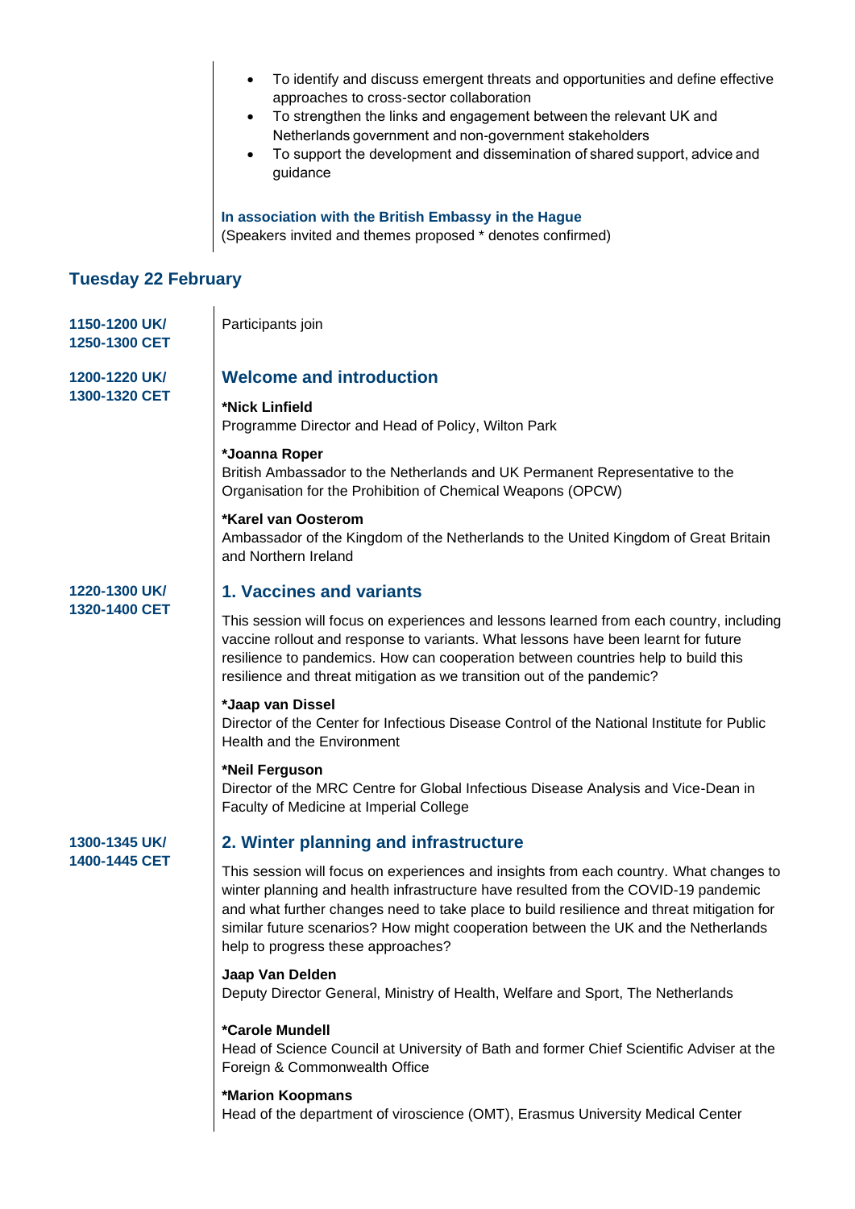- To identify and discuss emergent threats and opportunities and define effective approaches to cross-sector collaboration
- To strengthen the links and engagement between the relevant UK and Netherlands government and non-government stakeholders
- To support the development and dissemination of shared support, advice and guidance

**In association with the British Embassy in the Hague**
(Speakers invited and themes proposed * denotes confirmed)

## Tuesday 22 February

**1150-1200 UK/ 1250-1300 CET**

Participants join

**1200-1220 UK/ 1300-1320 CET**

### Welcome and introduction

**\*Nick Linfield**
Programme Director and Head of Policy, Wilton Park

**\*Joanna Roper**
British Ambassador to the Netherlands and UK Permanent Representative to the Organisation for the Prohibition of Chemical Weapons (OPCW)

**\*Karel van Oosterom**
Ambassador of the Kingdom of the Netherlands to the United Kingdom of Great Britain and Northern Ireland

**1220-1300 UK/ 1320-1400 CET**

### 1. Vaccines and variants

This session will focus on experiences and lessons learned from each country, including vaccine rollout and response to variants. What lessons have been learnt for future resilience to pandemics. How can cooperation between countries help to build this resilience and threat mitigation as we transition out of the pandemic?

**\*Jaap van Dissel**
Director of the Center for Infectious Disease Control of the National Institute for Public Health and the Environment

**\*Neil Ferguson**
Director of the MRC Centre for Global Infectious Disease Analysis and Vice-Dean in Faculty of Medicine at Imperial College

**1300-1345 UK/ 1400-1445 CET**

### 2. Winter planning and infrastructure

This session will focus on experiences and insights from each country. What changes to winter planning and health infrastructure have resulted from the COVID-19 pandemic and what further changes need to take place to build resilience and threat mitigation for similar future scenarios? How might cooperation between the UK and the Netherlands help to progress these approaches?

**Jaap Van Delden**
Deputy Director General, Ministry of Health, Welfare and Sport, The Netherlands

**\*Carole Mundell**
Head of Science Council at University of Bath and former Chief Scientific Adviser at the Foreign & Commonwealth Office

**\*Marion Koopmans**
Head of the department of viroscience (OMT), Erasmus University Medical Center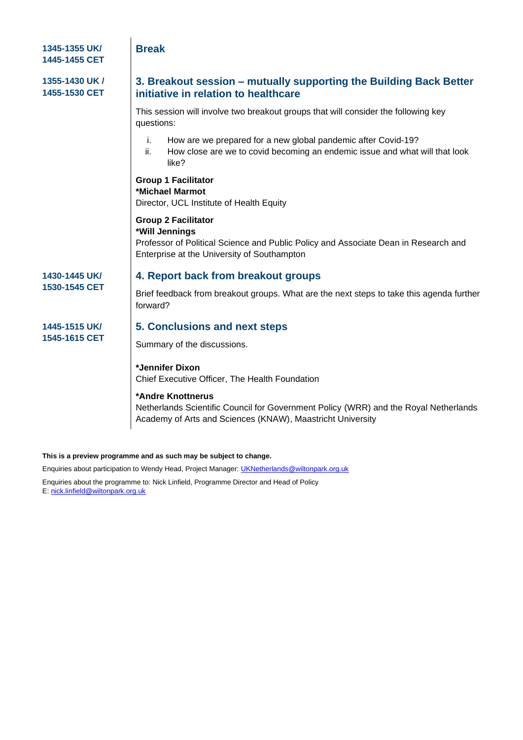**1345-1355 UK/ 1445-1455 CET**

## Break

**1355-1430 UK / 1455-1530 CET**

## 3. Breakout session – mutually supporting the Building Back Better initiative in relation to healthcare

This session will involve two breakout groups that will consider the following key questions:

i. How are we prepared for a new global pandemic after Covid-19?
ii. How close are we to covid becoming an endemic issue and what will that look like?

**Group 1 Facilitator**
**\*Michael Marmot**
Director, UCL Institute of Health Equity

**Group 2 Facilitator**
**\*Will Jennings**
Professor of Political Science and Public Policy and Associate Dean in Research and Enterprise at the University of Southampton

**1430-1445 UK/ 1530-1545 CET**

## 4. Report back from breakout groups

Brief feedback from breakout groups. What are the next steps to take this agenda further forward?

**1445-1515 UK/ 1545-1615 CET**

## 5. Conclusions and next steps

Summary of the discussions.

**\*Jennifer Dixon**
Chief Executive Officer, The Health Foundation

**\*Andre Knottnerus**
Netherlands Scientific Council for Government Policy (WRR) and the Royal Netherlands Academy of Arts and Sciences (KNAW), Maastricht University

**This is a preview programme and as such may be subject to change.**

Enquiries about participation to Wendy Head, Project Manager: UKNetherlands@wiltonpark.org.uk

Enquiries about the programme to: Nick Linfield, Programme Director and Head of Policy
E: nick.linfield@wiltonpark.org.uk